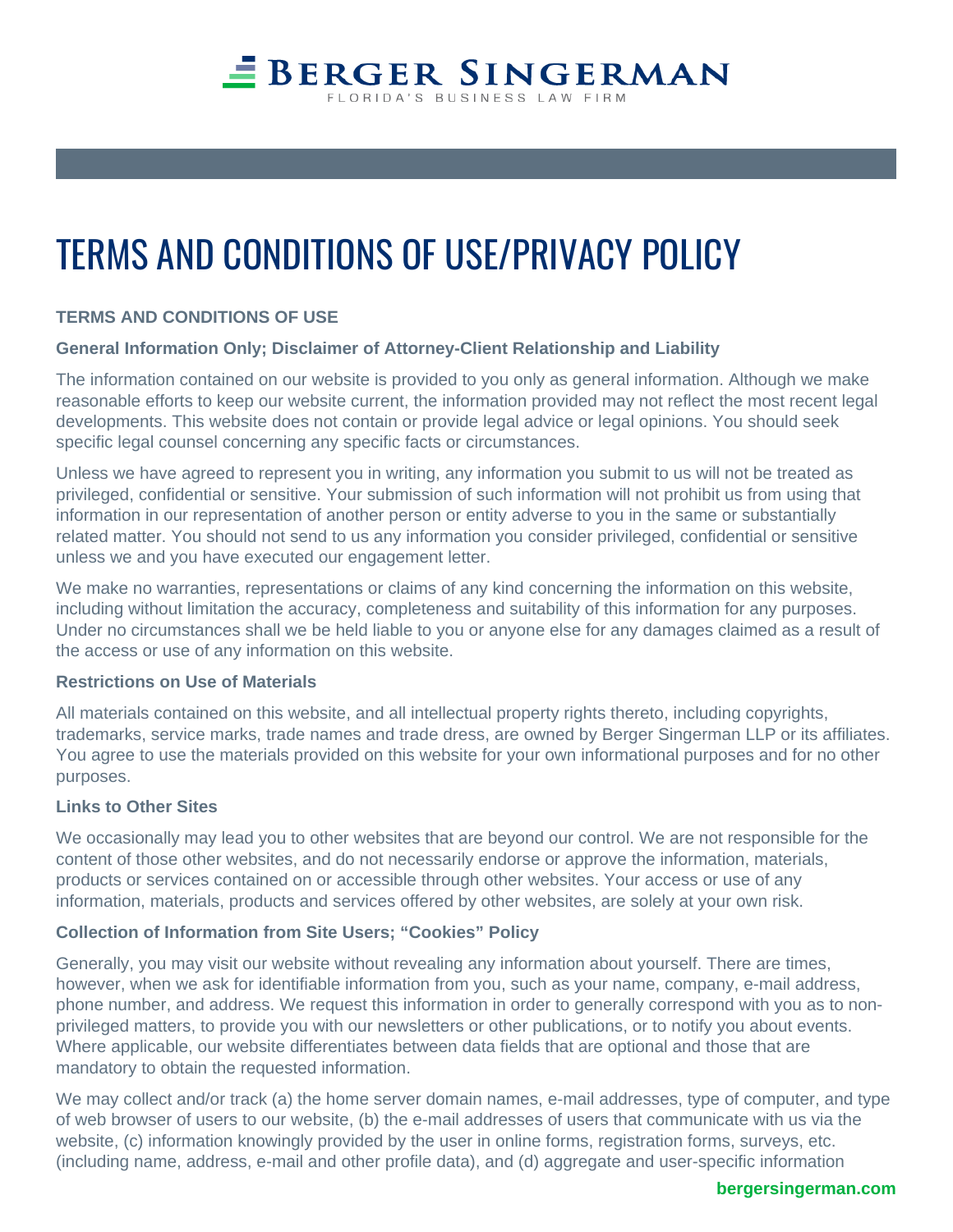BERGER SINGERMAN
FLORIDA'S BUSINESS LAW FIRM

# TERMS AND CONDITIONS OF USE/PRIVACY POLICY

## TERMS AND CONDITIONS OF USE

### General Information Only; Disclaimer of Attorney-Client Relationship and Liability

The information contained on our website is provided to you only as general information. Although we make reasonable efforts to keep our website current, the information provided may not reflect the most recent legal developments. This website does not contain or provide legal advice or legal opinions. You should seek specific legal counsel concerning any specific facts or circumstances.

Unless we have agreed to represent you in writing, any information you submit to us will not be treated as privileged, confidential or sensitive. Your submission of such information will not prohibit us from using that information in our representation of another person or entity adverse to you in the same or substantially related matter. You should not send to us any information you consider privileged, confidential or sensitive unless we and you have executed our engagement letter.

We make no warranties, representations or claims of any kind concerning the information on this website, including without limitation the accuracy, completeness and suitability of this information for any purposes. Under no circumstances shall we be held liable to you or anyone else for any damages claimed as a result of the access or use of any information on this website.

### Restrictions on Use of Materials

All materials contained on this website, and all intellectual property rights thereto, including copyrights, trademarks, service marks, trade names and trade dress, are owned by Berger Singerman LLP or its affiliates. You agree to use the materials provided on this website for your own informational purposes and for no other purposes.

### Links to Other Sites

We occasionally may lead you to other websites that are beyond our control. We are not responsible for the content of those other websites, and do not necessarily endorse or approve the information, materials, products or services contained on or accessible through other websites. Your access or use of any information, materials, products and services offered by other websites, are solely at your own risk.

### Collection of Information from Site Users; "Cookies" Policy

Generally, you may visit our website without revealing any information about yourself. There are times, however, when we ask for identifiable information from you, such as your name, company, e-mail address, phone number, and address. We request this information in order to generally correspond with you as to non-privileged matters, to provide you with our newsletters or other publications, or to notify you about events. Where applicable, our website differentiates between data fields that are optional and those that are mandatory to obtain the requested information.

We may collect and/or track (a) the home server domain names, e-mail addresses, type of computer, and type of web browser of users to our website, (b) the e-mail addresses of users that communicate with us via the website, (c) information knowingly provided by the user in online forms, registration forms, surveys, etc. (including name, address, e-mail and other profile data), and (d) aggregate and user-specific information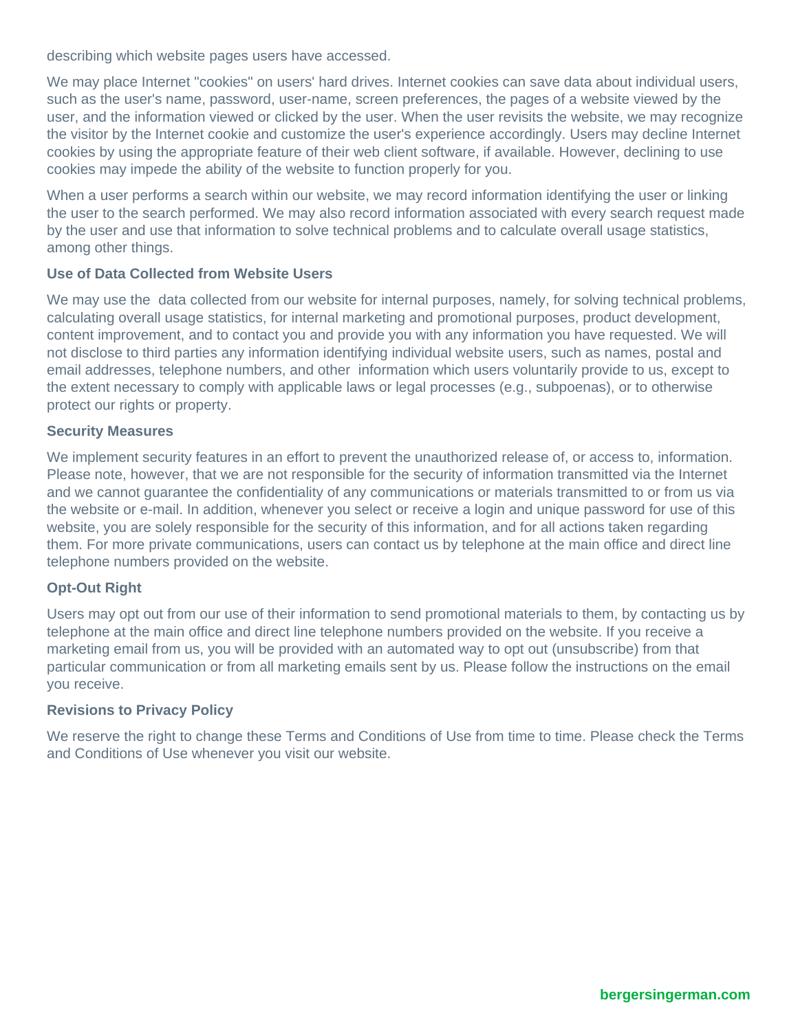describing which website pages users have accessed.

We may place Internet "cookies" on users' hard drives. Internet cookies can save data about individual users, such as the user's name, password, user-name, screen preferences, the pages of a website viewed by the user, and the information viewed or clicked by the user. When the user revisits the website, we may recognize the visitor by the Internet cookie and customize the user's experience accordingly. Users may decline Internet cookies by using the appropriate feature of their web client software, if available. However, declining to use cookies may impede the ability of the website to function properly for you.

When a user performs a search within our website, we may record information identifying the user or linking the user to the search performed. We may also record information associated with every search request made by the user and use that information to solve technical problems and to calculate overall usage statistics, among other things.

**Use of Data Collected from Website Users**

We may use the data collected from our website for internal purposes, namely, for solving technical problems, calculating overall usage statistics, for internal marketing and promotional purposes, product development, content improvement, and to contact you and provide you with any information you have requested. We will not disclose to third parties any information identifying individual website users, such as names, postal and email addresses, telephone numbers, and other information which users voluntarily provide to us, except to the extent necessary to comply with applicable laws or legal processes (e.g., subpoenas), or to otherwise protect our rights or property.

**Security Measures**

We implement security features in an effort to prevent the unauthorized release of, or access to, information. Please note, however, that we are not responsible for the security of information transmitted via the Internet and we cannot guarantee the confidentiality of any communications or materials transmitted to or from us via the website or e-mail. In addition, whenever you select or receive a login and unique password for use of this website, you are solely responsible for the security of this information, and for all actions taken regarding them. For more private communications, users can contact us by telephone at the main office and direct line telephone numbers provided on the website.

**Opt-Out Right**

Users may opt out from our use of their information to send promotional materials to them, by contacting us by telephone at the main office and direct line telephone numbers provided on the website. If you receive a marketing email from us, you will be provided with an automated way to opt out (unsubscribe) from that particular communication or from all marketing emails sent by us. Please follow the instructions on the email you receive.

**Revisions to Privacy Policy**

We reserve the right to change these Terms and Conditions of Use from time to time. Please check the Terms and Conditions of Use whenever you visit our website.